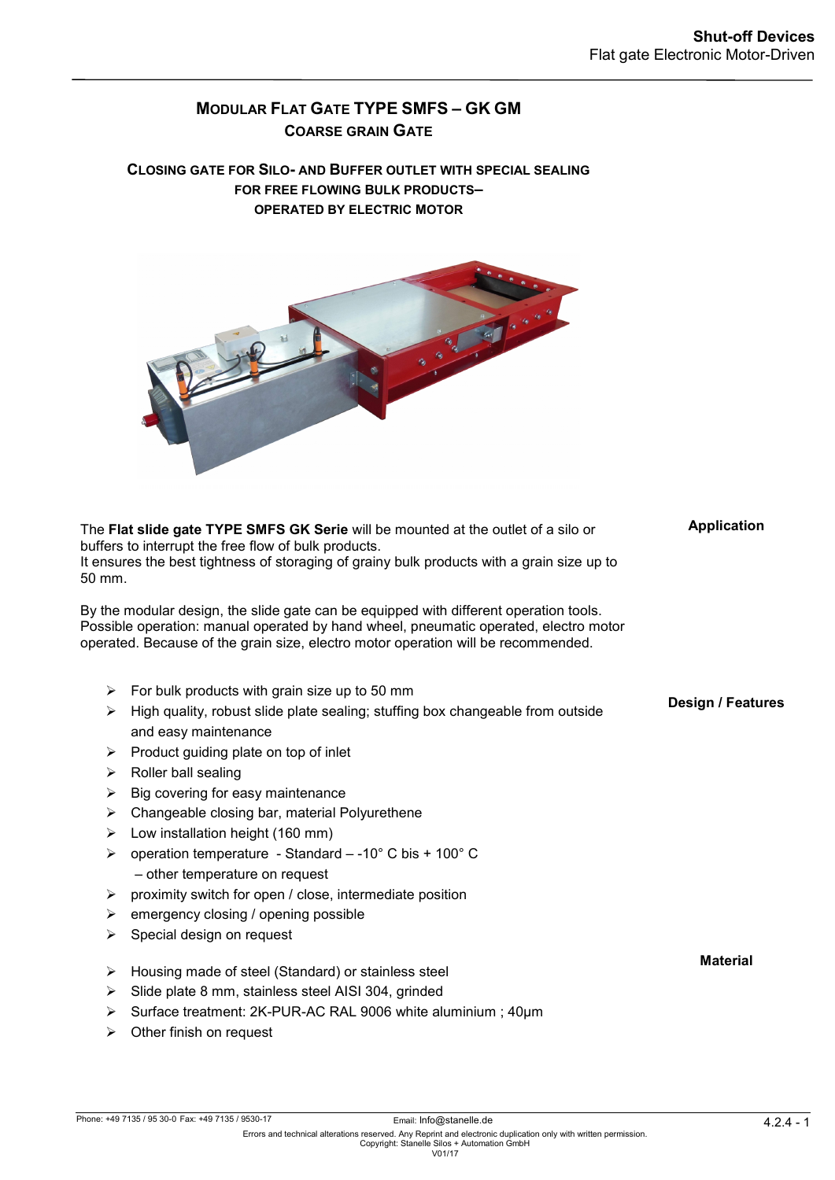# Modular Flat Gate TYPE SMFS – GK GM

## Coarse Grain Gate

### Closing gate for Silo- and Buffer outlet with special sealing for free flowing bulk products– operated by electric motor

**Application**

The **Flat slide gate TYPE SMFS GK Serie** will be mounted at the outlet of a silo or buffers to interrupt the free flow of bulk products.
It ensures the best tightness of storaging of grainy bulk products with a grain size up to 50 mm.

By the modular design, the slide gate can be equipped with different operation tools. Possible operation: manual operated by hand wheel, pneumatic operated, electro motor operated. Because of the grain size, electro motor operation will be recommended.

**Design / Features**

- For bulk products with grain size up to 50 mm
- High quality, robust slide plate sealing; stuffing box changeable from outside and easy maintenance
- Product guiding plate on top of inlet
- Roller ball sealing
- Big covering for easy maintenance
- Changeable closing bar, material Polyurethene
- Low installation height (160 mm)
- operation temperature - Standard – -10° C bis + 100° C
  – other temperature on request
- proximity switch for open / close, intermediate position
- emergency closing / opening possible
- Special design on request

**Material**

- Housing made of steel (Standard) or stainless steel
- Slide plate 8 mm, stainless steel AISI 304, grinded
- Surface treatment: 2K-PUR-AC RAL 9006 white aluminium ; 40µm
- Other finish on request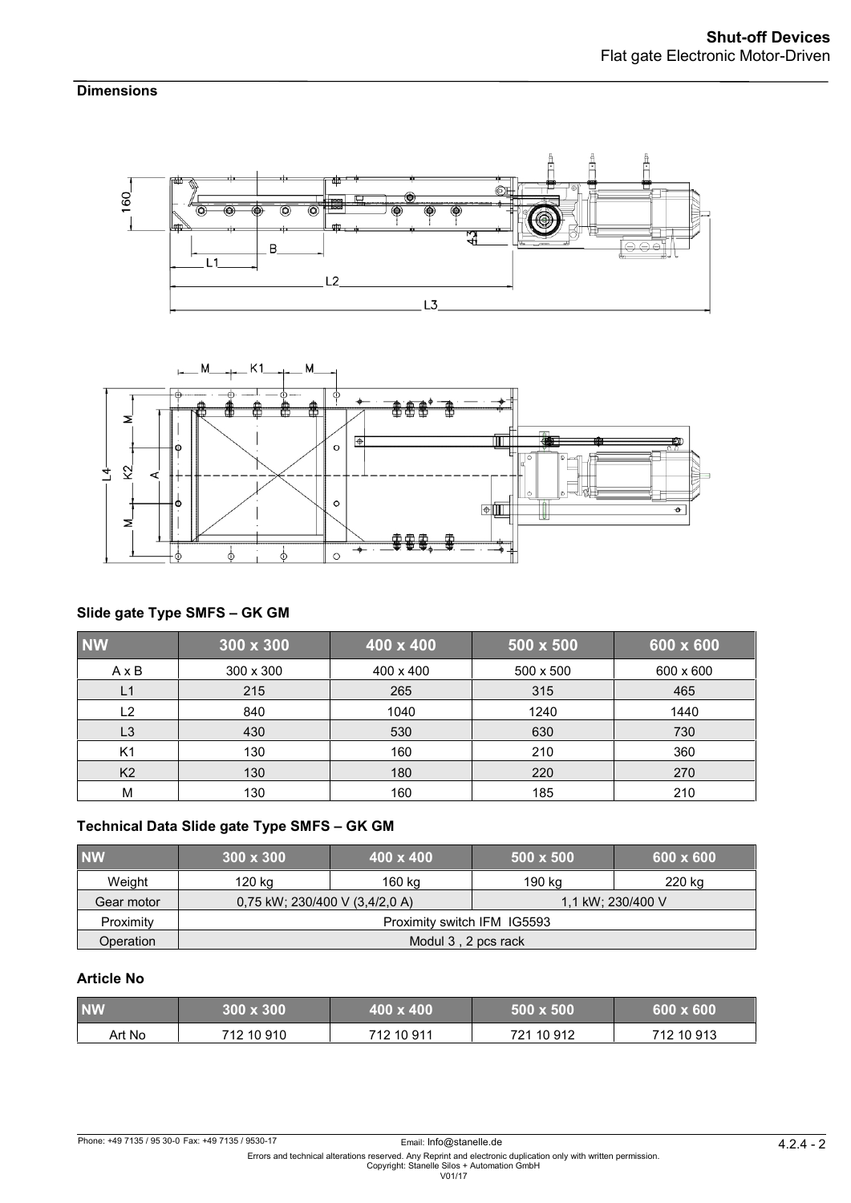**Dimensions**

160

B

L1

L2

L3

43

M K1 M

M

L4 K2 A

M

### Slide gate Type SMFS – GK GM

| NW | 300 x 300 | 400 x 400 | 500 x 500 | 600 x 600 |
|---|---|---|---|---|
| A x B | 300 x 300 | 400 x 400 | 500 x 500 | 600 x 600 |
| L1 | 215 | 265 | 315 | 465 |
| L2 | 840 | 1040 | 1240 | 1440 |
| L3 | 430 | 530 | 630 | 730 |
| K1 | 130 | 160 | 210 | 360 |
| K2 | 130 | 180 | 220 | 270 |
| M | 130 | 160 | 185 | 210 |

### Technical Data Slide gate Type SMFS – GK GM

| NW | 300 x 300 | 400 x 400 | 500 x 500 | 600 x 600 |
|---|---|---|---|---|
| Weight | 120 kg | 160 kg | 190 kg | 220 kg |
| Gear motor | 0,75 kW; 230/400 V (3,4/2,0 A) | | 1,1 kW; 230/400 V | |
| Proximity | Proximity switch IFM IG5593 | | | |
| Operation | Modul 3 , 2 pcs rack | | | |

### Article No

| NW | 300 x 300 | 400 x 400 | 500 x 500 | 600 x 600 |
|---|---|---|---|---|
| Art No | 712 10 910 | 712 10 911 | 721 10 912 | 712 10 913 |